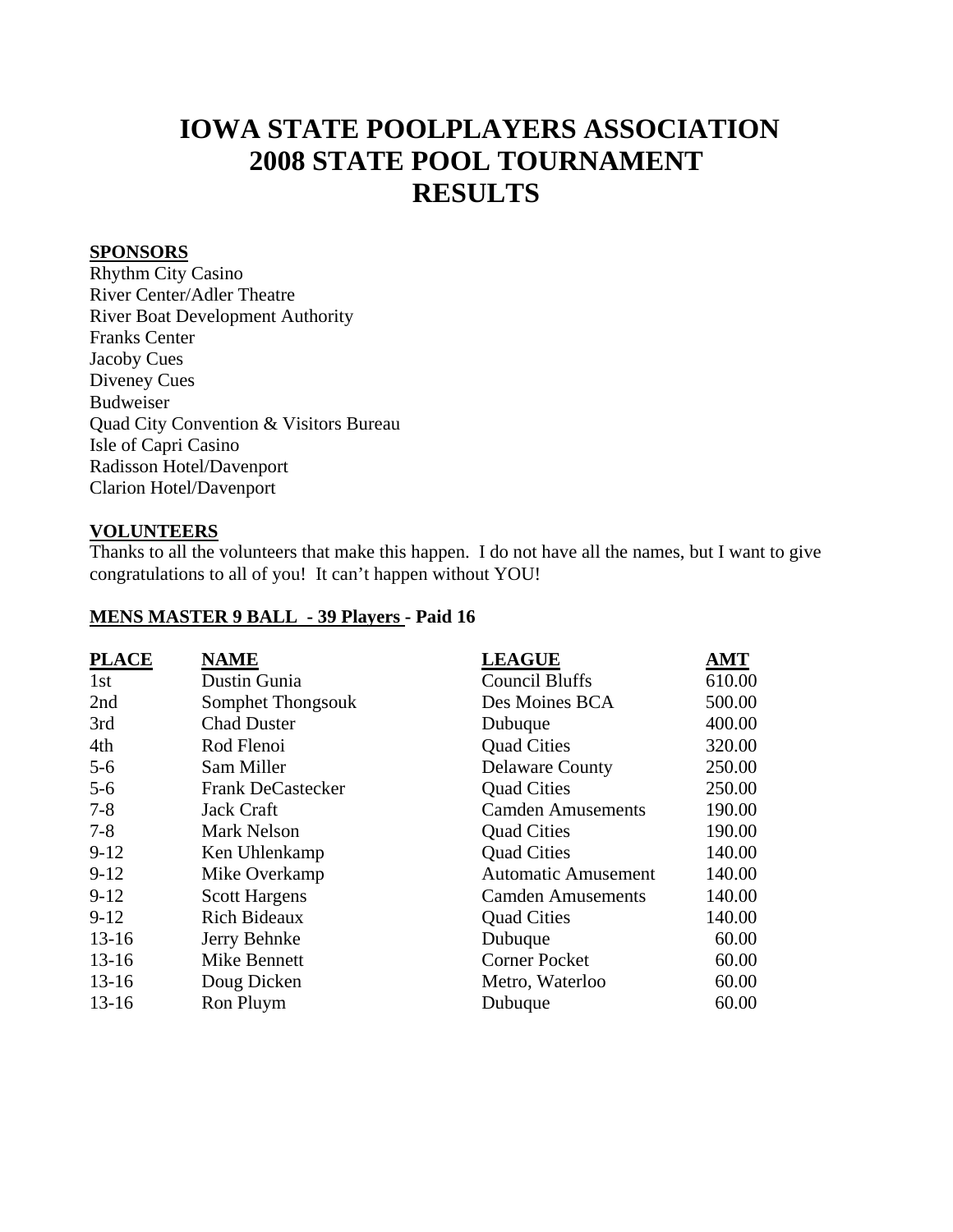# IOWA STATE POOLPLAYERS ASSOCIATION
# 2008 STATE POOL TOURNAMENT
# RESULTS

**SPONSORS**

Rhythm City Casino
River Center/Adler Theatre
River Boat Development Authority
Franks Center
Jacoby Cues
Diveney Cues
Budweiser
Quad City Convention & Visitors Bureau
Isle of Capri Casino
Radisson Hotel/Davenport
Clarion Hotel/Davenport

**VOLUNTEERS**

Thanks to all the volunteers that make this happen. I do not have all the names, but I want to give congratulations to all of you! It can't happen without YOU!

**MENS MASTER 9 BALL - 39 Players - Paid 16**

| PLACE | NAME | LEAGUE | AMT |
|---|---|---|---|
| 1st | Dustin Gunia | Council Bluffs | 610.00 |
| 2nd | Somphet Thongsouk | Des Moines BCA | 500.00 |
| 3rd | Chad Duster | Dubuque | 400.00 |
| 4th | Rod Flenoi | Quad Cities | 320.00 |
| 5-6 | Sam Miller | Delaware County | 250.00 |
| 5-6 | Frank DeCastecker | Quad Cities | 250.00 |
| 7-8 | Jack Craft | Camden Amusements | 190.00 |
| 7-8 | Mark Nelson | Quad Cities | 190.00 |
| 9-12 | Ken Uhlenkamp | Quad Cities | 140.00 |
| 9-12 | Mike Overkamp | Automatic Amusement | 140.00 |
| 9-12 | Scott Hargens | Camden Amusements | 140.00 |
| 9-12 | Rich Bideaux | Quad Cities | 140.00 |
| 13-16 | Jerry Behnke | Dubuque | 60.00 |
| 13-16 | Mike Bennett | Corner Pocket | 60.00 |
| 13-16 | Doug Dicken | Metro, Waterloo | 60.00 |
| 13-16 | Ron Pluym | Dubuque | 60.00 |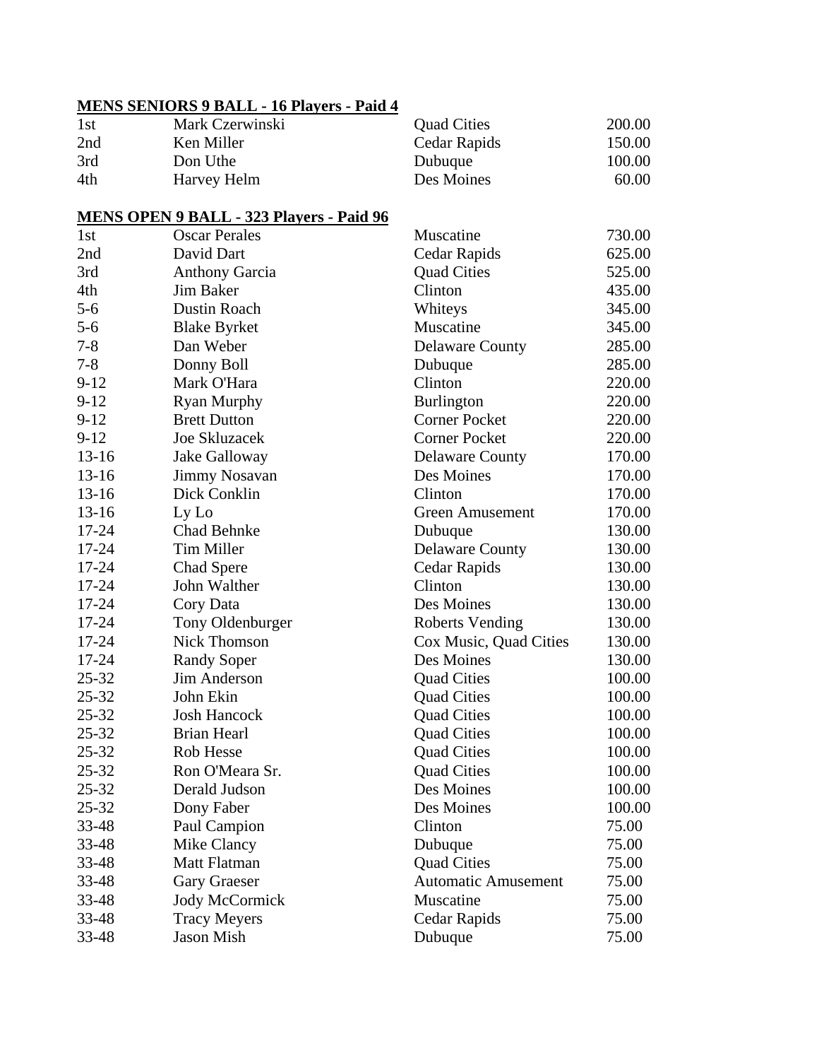**MENS SENIORS 9 BALL - 16 Players - Paid 4**

| | | | |
|---|---|---|---|
| 1st | Mark Czerwinski | Quad Cities | 200.00 |
| 2nd | Ken Miller | Cedar Rapids | 150.00 |
| 3rd | Don Uthe | Dubuque | 100.00 |
| 4th | Harvey Helm | Des Moines | 60.00 |

**MENS OPEN 9 BALL - 323 Players - Paid 96**

| | | | |
|---|---|---|---|
| 1st | Oscar Perales | Muscatine | 730.00 |
| 2nd | David Dart | Cedar Rapids | 625.00 |
| 3rd | Anthony Garcia | Quad Cities | 525.00 |
| 4th | Jim Baker | Clinton | 435.00 |
| 5-6 | Dustin Roach | Whiteys | 345.00 |
| 5-6 | Blake Byrket | Muscatine | 345.00 |
| 7-8 | Dan Weber | Delaware County | 285.00 |
| 7-8 | Donny Boll | Dubuque | 285.00 |
| 9-12 | Mark O'Hara | Clinton | 220.00 |
| 9-12 | Ryan Murphy | Burlington | 220.00 |
| 9-12 | Brett Dutton | Corner Pocket | 220.00 |
| 9-12 | Joe Skluzacek | Corner Pocket | 220.00 |
| 13-16 | Jake Galloway | Delaware County | 170.00 |
| 13-16 | Jimmy Nosavan | Des Moines | 170.00 |
| 13-16 | Dick Conklin | Clinton | 170.00 |
| 13-16 | Ly Lo | Green Amusement | 170.00 |
| 17-24 | Chad Behnke | Dubuque | 130.00 |
| 17-24 | Tim Miller | Delaware County | 130.00 |
| 17-24 | Chad Spere | Cedar Rapids | 130.00 |
| 17-24 | John Walther | Clinton | 130.00 |
| 17-24 | Cory Data | Des Moines | 130.00 |
| 17-24 | Tony Oldenburger | Roberts Vending | 130.00 |
| 17-24 | Nick Thomson | Cox Music, Quad Cities | 130.00 |
| 17-24 | Randy Soper | Des Moines | 130.00 |
| 25-32 | Jim Anderson | Quad Cities | 100.00 |
| 25-32 | John Ekin | Quad Cities | 100.00 |
| 25-32 | Josh Hancock | Quad Cities | 100.00 |
| 25-32 | Brian Hearl | Quad Cities | 100.00 |
| 25-32 | Rob Hesse | Quad Cities | 100.00 |
| 25-32 | Ron O'Meara Sr. | Quad Cities | 100.00 |
| 25-32 | Derald Judson | Des Moines | 100.00 |
| 25-32 | Dony Faber | Des Moines | 100.00 |
| 33-48 | Paul Campion | Clinton | 75.00 |
| 33-48 | Mike Clancy | Dubuque | 75.00 |
| 33-48 | Matt Flatman | Quad Cities | 75.00 |
| 33-48 | Gary Graeser | Automatic Amusement | 75.00 |
| 33-48 | Jody McCormick | Muscatine | 75.00 |
| 33-48 | Tracy Meyers | Cedar Rapids | 75.00 |
| 33-48 | Jason Mish | Dubuque | 75.00 |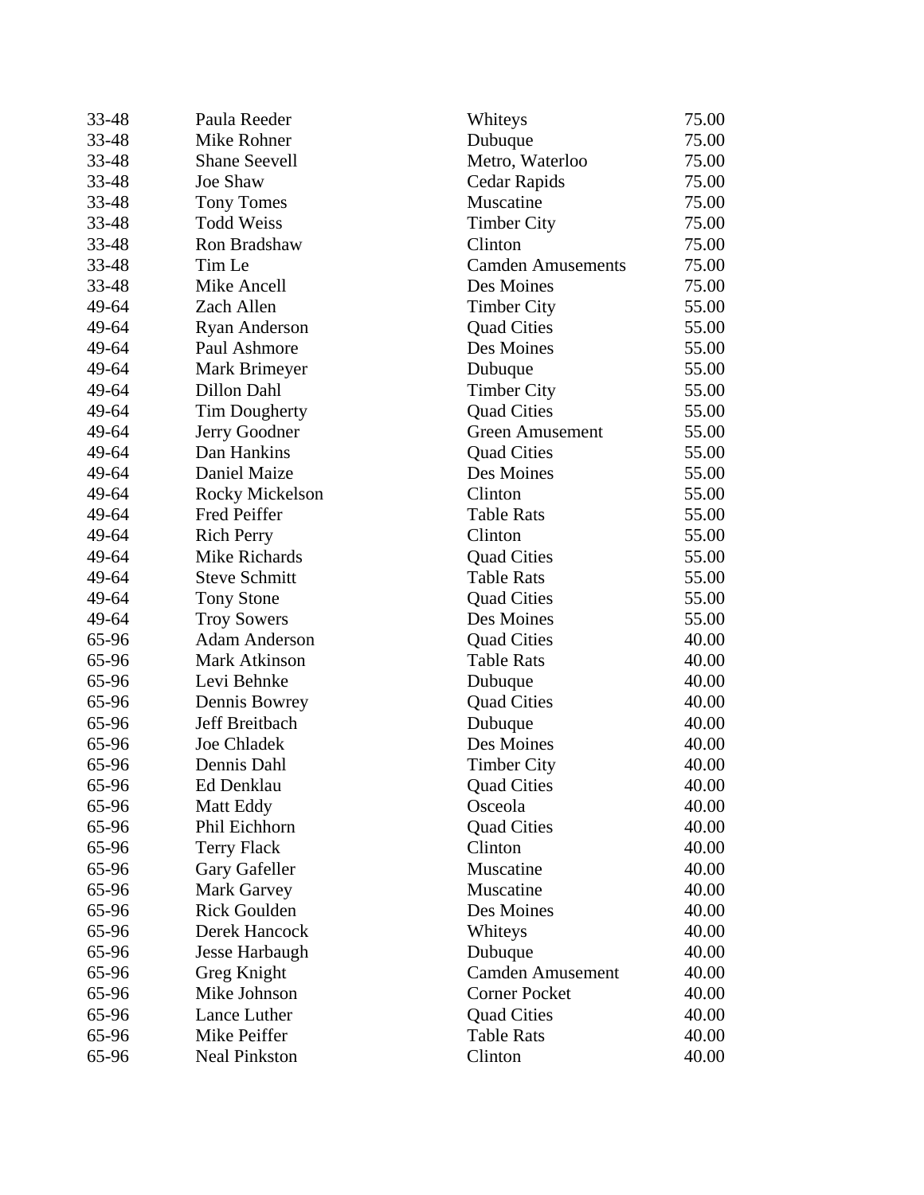| | | | |
|---|---|---|---|
| 33-48 | Paula Reeder | Whiteys | 75.00 |
| 33-48 | Mike Rohner | Dubuque | 75.00 |
| 33-48 | Shane Seevell | Metro, Waterloo | 75.00 |
| 33-48 | Joe Shaw | Cedar Rapids | 75.00 |
| 33-48 | Tony Tomes | Muscatine | 75.00 |
| 33-48 | Todd Weiss | Timber City | 75.00 |
| 33-48 | Ron Bradshaw | Clinton | 75.00 |
| 33-48 | Tim Le | Camden Amusements | 75.00 |
| 33-48 | Mike Ancell | Des Moines | 75.00 |
| 49-64 | Zach Allen | Timber City | 55.00 |
| 49-64 | Ryan Anderson | Quad Cities | 55.00 |
| 49-64 | Paul Ashmore | Des Moines | 55.00 |
| 49-64 | Mark Brimeyer | Dubuque | 55.00 |
| 49-64 | Dillon Dahl | Timber City | 55.00 |
| 49-64 | Tim Dougherty | Quad Cities | 55.00 |
| 49-64 | Jerry Goodner | Green Amusement | 55.00 |
| 49-64 | Dan Hankins | Quad Cities | 55.00 |
| 49-64 | Daniel Maize | Des Moines | 55.00 |
| 49-64 | Rocky Mickelson | Clinton | 55.00 |
| 49-64 | Fred Peiffer | Table Rats | 55.00 |
| 49-64 | Rich Perry | Clinton | 55.00 |
| 49-64 | Mike Richards | Quad Cities | 55.00 |
| 49-64 | Steve Schmitt | Table Rats | 55.00 |
| 49-64 | Tony Stone | Quad Cities | 55.00 |
| 49-64 | Troy Sowers | Des Moines | 55.00 |
| 65-96 | Adam Anderson | Quad Cities | 40.00 |
| 65-96 | Mark Atkinson | Table Rats | 40.00 |
| 65-96 | Levi Behnke | Dubuque | 40.00 |
| 65-96 | Dennis Bowrey | Quad Cities | 40.00 |
| 65-96 | Jeff Breitbach | Dubuque | 40.00 |
| 65-96 | Joe Chladek | Des Moines | 40.00 |
| 65-96 | Dennis Dahl | Timber City | 40.00 |
| 65-96 | Ed Denklau | Quad Cities | 40.00 |
| 65-96 | Matt Eddy | Osceola | 40.00 |
| 65-96 | Phil Eichhorn | Quad Cities | 40.00 |
| 65-96 | Terry Flack | Clinton | 40.00 |
| 65-96 | Gary Gafeller | Muscatine | 40.00 |
| 65-96 | Mark Garvey | Muscatine | 40.00 |
| 65-96 | Rick Goulden | Des Moines | 40.00 |
| 65-96 | Derek Hancock | Whiteys | 40.00 |
| 65-96 | Jesse Harbaugh | Dubuque | 40.00 |
| 65-96 | Greg Knight | Camden Amusement | 40.00 |
| 65-96 | Mike Johnson | Corner Pocket | 40.00 |
| 65-96 | Lance Luther | Quad Cities | 40.00 |
| 65-96 | Mike Peiffer | Table Rats | 40.00 |
| 65-96 | Neal Pinkston | Clinton | 40.00 |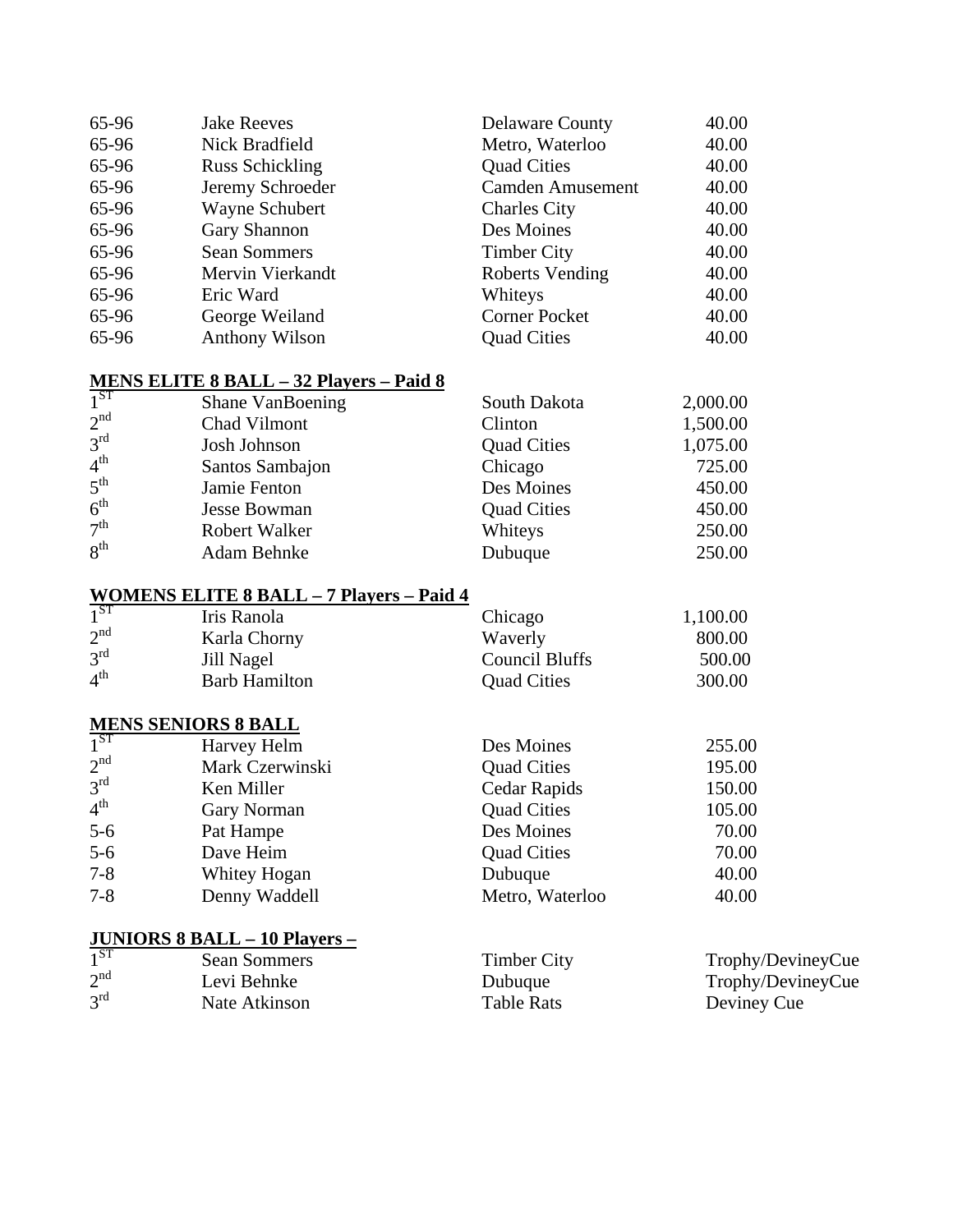| | | | |
|---|---|---|---|
| 65-96 | Jake Reeves | Delaware County | 40.00 |
| 65-96 | Nick Bradfield | Metro, Waterloo | 40.00 |
| 65-96 | Russ Schickling | Quad Cities | 40.00 |
| 65-96 | Jeremy Schroeder | Camden Amusement | 40.00 |
| 65-96 | Wayne Schubert | Charles City | 40.00 |
| 65-96 | Gary Shannon | Des Moines | 40.00 |
| 65-96 | Sean Sommers | Timber City | 40.00 |
| 65-96 | Mervin Vierkandt | Roberts Vending | 40.00 |
| 65-96 | Eric Ward | Whiteys | 40.00 |
| 65-96 | George Weiland | Corner Pocket | 40.00 |
| 65-96 | Anthony Wilson | Quad Cities | 40.00 |

**MENS ELITE 8 BALL – 32 Players – Paid 8**

| | | | |
|---|---|---|---|
| 1ST | Shane VanBoening | South Dakota | 2,000.00 |
| 2nd | Chad Vilmont | Clinton | 1,500.00 |
| 3rd | Josh Johnson | Quad Cities | 1,075.00 |
| 4th | Santos Sambajon | Chicago | 725.00 |
| 5th | Jamie Fenton | Des Moines | 450.00 |
| 6th | Jesse Bowman | Quad Cities | 450.00 |
| 7th | Robert Walker | Whiteys | 250.00 |
| 8th | Adam Behnke | Dubuque | 250.00 |

**WOMENS ELITE 8 BALL – 7 Players – Paid 4**

| | | | |
|---|---|---|---|
| 1ST | Iris Ranola | Chicago | 1,100.00 |
| 2nd | Karla Chorny | Waverly | 800.00 |
| 3rd | Jill Nagel | Council Bluffs | 500.00 |
| 4th | Barb Hamilton | Quad Cities | 300.00 |

**MENS SENIORS 8 BALL**

| | | | |
|---|---|---|---|
| 1ST | Harvey Helm | Des Moines | 255.00 |
| 2nd | Mark Czerwinski | Quad Cities | 195.00 |
| 3rd | Ken Miller | Cedar Rapids | 150.00 |
| 4th | Gary Norman | Quad Cities | 105.00 |
| 5-6 | Pat Hampe | Des Moines | 70.00 |
| 5-6 | Dave Heim | Quad Cities | 70.00 |
| 7-8 | Whitey Hogan | Dubuque | 40.00 |
| 7-8 | Denny Waddell | Metro, Waterloo | 40.00 |

**JUNIORS 8 BALL – 10 Players –**

| | | | |
|---|---|---|---|
| 1ST | Sean Sommers | Timber City | Trophy/DevineyCue |
| 2nd | Levi Behnke | Dubuque | Trophy/DevineyCue |
| 3rd | Nate Atkinson | Table Rats | Deviney Cue |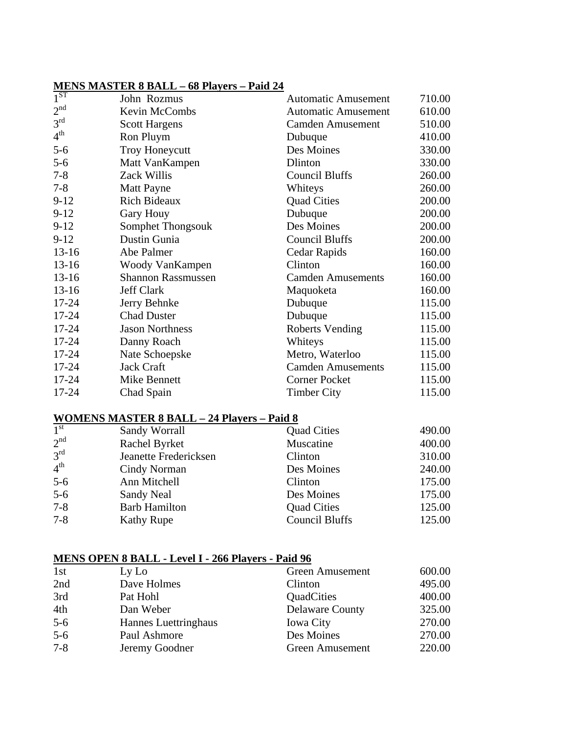**MENS MASTER 8 BALL – 68 Players – Paid 24**

| | | | |
|---|---|---|---|
| 1ST | John Rozmus | Automatic Amusement | 710.00 |
| 2nd | Kevin McCombs | Automatic Amusement | 610.00 |
| 3rd | Scott Hargens | Camden Amusement | 510.00 |
| 4th | Ron Pluym | Dubuque | 410.00 |
| 5-6 | Troy Honeycutt | Des Moines | 330.00 |
| 5-6 | Matt VanKampen | Dlinton | 330.00 |
| 7-8 | Zack Willis | Council Bluffs | 260.00 |
| 7-8 | Matt Payne | Whiteys | 260.00 |
| 9-12 | Rich Bideaux | Quad Cities | 200.00 |
| 9-12 | Gary Houy | Dubuque | 200.00 |
| 9-12 | Somphet Thongsouk | Des Moines | 200.00 |
| 9-12 | Dustin Gunia | Council Bluffs | 200.00 |
| 13-16 | Abe Palmer | Cedar Rapids | 160.00 |
| 13-16 | Woody VanKampen | Clinton | 160.00 |
| 13-16 | Shannon Rassmussen | Camden Amusements | 160.00 |
| 13-16 | Jeff Clark | Maquoketa | 160.00 |
| 17-24 | Jerry Behnke | Dubuque | 115.00 |
| 17-24 | Chad Duster | Dubuque | 115.00 |
| 17-24 | Jason Northness | Roberts Vending | 115.00 |
| 17-24 | Danny Roach | Whiteys | 115.00 |
| 17-24 | Nate Schoepske | Metro, Waterloo | 115.00 |
| 17-24 | Jack Craft | Camden Amusements | 115.00 |
| 17-24 | Mike Bennett | Corner Pocket | 115.00 |
| 17-24 | Chad Spain | Timber City | 115.00 |

**WOMENS MASTER 8 BALL – 24 Players – Paid 8**

| | | | |
|---|---|---|---|
| 1st | Sandy Worrall | Quad Cities | 490.00 |
| 2nd | Rachel Byrket | Muscatine | 400.00 |
| 3rd | Jeanette Fredericksen | Clinton | 310.00 |
| 4th | Cindy Norman | Des Moines | 240.00 |
| 5-6 | Ann Mitchell | Clinton | 175.00 |
| 5-6 | Sandy Neal | Des Moines | 175.00 |
| 7-8 | Barb Hamilton | Quad Cities | 125.00 |
| 7-8 | Kathy Rupe | Council Bluffs | 125.00 |

**MENS OPEN 8 BALL - Level I - 266 Players - Paid 96**

| | | | |
|---|---|---|---|
| 1st | Ly Lo | Green Amusement | 600.00 |
| 2nd | Dave Holmes | Clinton | 495.00 |
| 3rd | Pat Hohl | QuadCities | 400.00 |
| 4th | Dan Weber | Delaware County | 325.00 |
| 5-6 | Hannes Luettringhaus | Iowa City | 270.00 |
| 5-6 | Paul Ashmore | Des Moines | 270.00 |
| 7-8 | Jeremy Goodner | Green Amusement | 220.00 |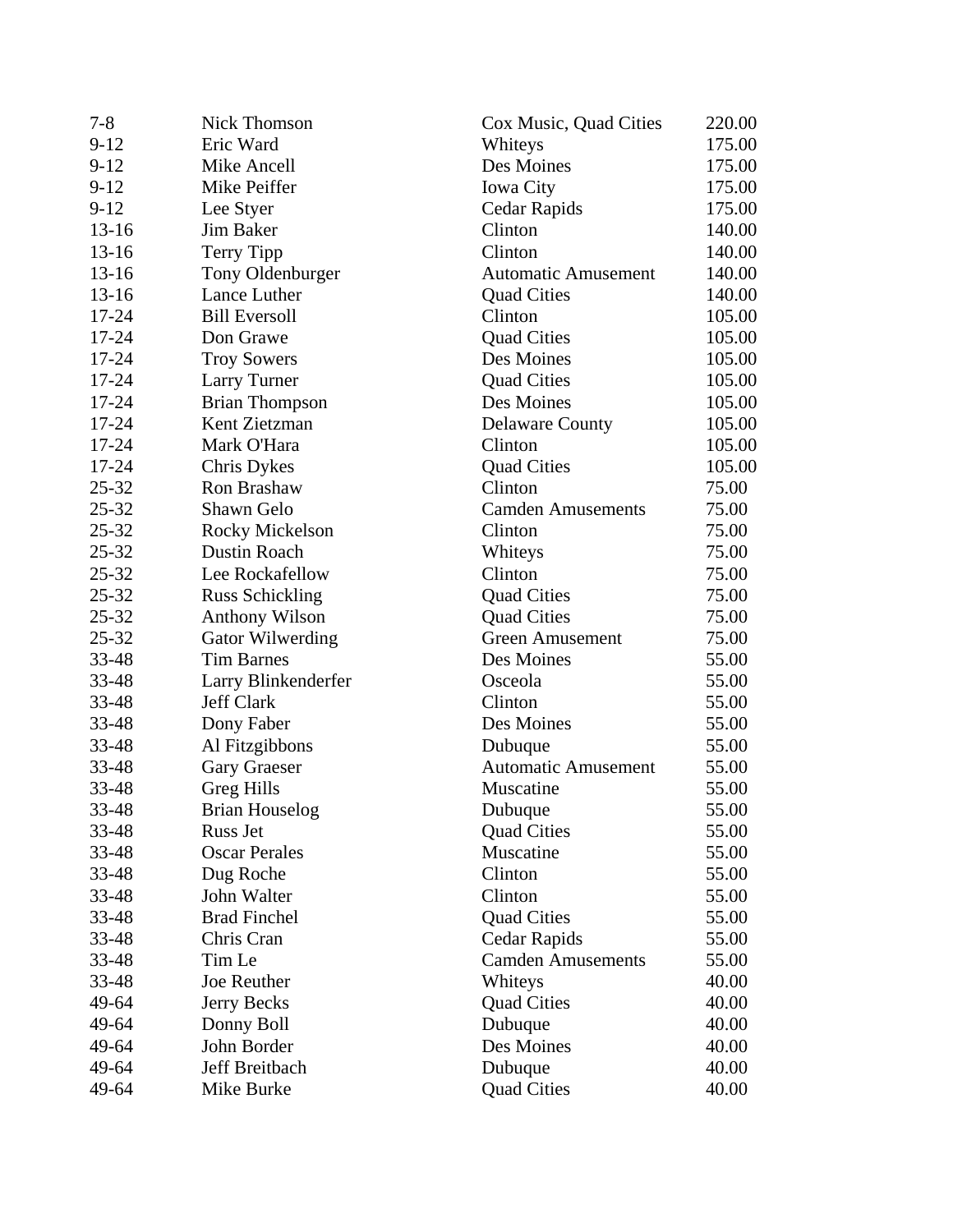| | | | |
|---|---|---|---|
| 7-8 | Nick Thomson | Cox Music, Quad Cities | 220.00 |
| 9-12 | Eric Ward | Whiteys | 175.00 |
| 9-12 | Mike Ancell | Des Moines | 175.00 |
| 9-12 | Mike Peiffer | Iowa City | 175.00 |
| 9-12 | Lee Styer | Cedar Rapids | 175.00 |
| 13-16 | Jim Baker | Clinton | 140.00 |
| 13-16 | Terry Tipp | Clinton | 140.00 |
| 13-16 | Tony Oldenburger | Automatic Amusement | 140.00 |
| 13-16 | Lance Luther | Quad Cities | 140.00 |
| 17-24 | Bill Eversoll | Clinton | 105.00 |
| 17-24 | Don Grawe | Quad Cities | 105.00 |
| 17-24 | Troy Sowers | Des Moines | 105.00 |
| 17-24 | Larry Turner | Quad Cities | 105.00 |
| 17-24 | Brian Thompson | Des Moines | 105.00 |
| 17-24 | Kent Zietzman | Delaware County | 105.00 |
| 17-24 | Mark O'Hara | Clinton | 105.00 |
| 17-24 | Chris Dykes | Quad Cities | 105.00 |
| 25-32 | Ron Brashaw | Clinton | 75.00 |
| 25-32 | Shawn Gelo | Camden Amusements | 75.00 |
| 25-32 | Rocky Mickelson | Clinton | 75.00 |
| 25-32 | Dustin Roach | Whiteys | 75.00 |
| 25-32 | Lee Rockafellow | Clinton | 75.00 |
| 25-32 | Russ Schickling | Quad Cities | 75.00 |
| 25-32 | Anthony Wilson | Quad Cities | 75.00 |
| 25-32 | Gator Wilwerding | Green Amusement | 75.00 |
| 33-48 | Tim Barnes | Des Moines | 55.00 |
| 33-48 | Larry Blinkenderfer | Osceola | 55.00 |
| 33-48 | Jeff Clark | Clinton | 55.00 |
| 33-48 | Dony Faber | Des Moines | 55.00 |
| 33-48 | Al Fitzgibbons | Dubuque | 55.00 |
| 33-48 | Gary Graeser | Automatic Amusement | 55.00 |
| 33-48 | Greg Hills | Muscatine | 55.00 |
| 33-48 | Brian Houselog | Dubuque | 55.00 |
| 33-48 | Russ Jet | Quad Cities | 55.00 |
| 33-48 | Oscar Perales | Muscatine | 55.00 |
| 33-48 | Dug Roche | Clinton | 55.00 |
| 33-48 | John Walter | Clinton | 55.00 |
| 33-48 | Brad Finchel | Quad Cities | 55.00 |
| 33-48 | Chris Cran | Cedar Rapids | 55.00 |
| 33-48 | Tim Le | Camden Amusements | 55.00 |
| 33-48 | Joe Reuther | Whiteys | 40.00 |
| 49-64 | Jerry Becks | Quad Cities | 40.00 |
| 49-64 | Donny Boll | Dubuque | 40.00 |
| 49-64 | John Border | Des Moines | 40.00 |
| 49-64 | Jeff Breitbach | Dubuque | 40.00 |
| 49-64 | Mike Burke | Quad Cities | 40.00 |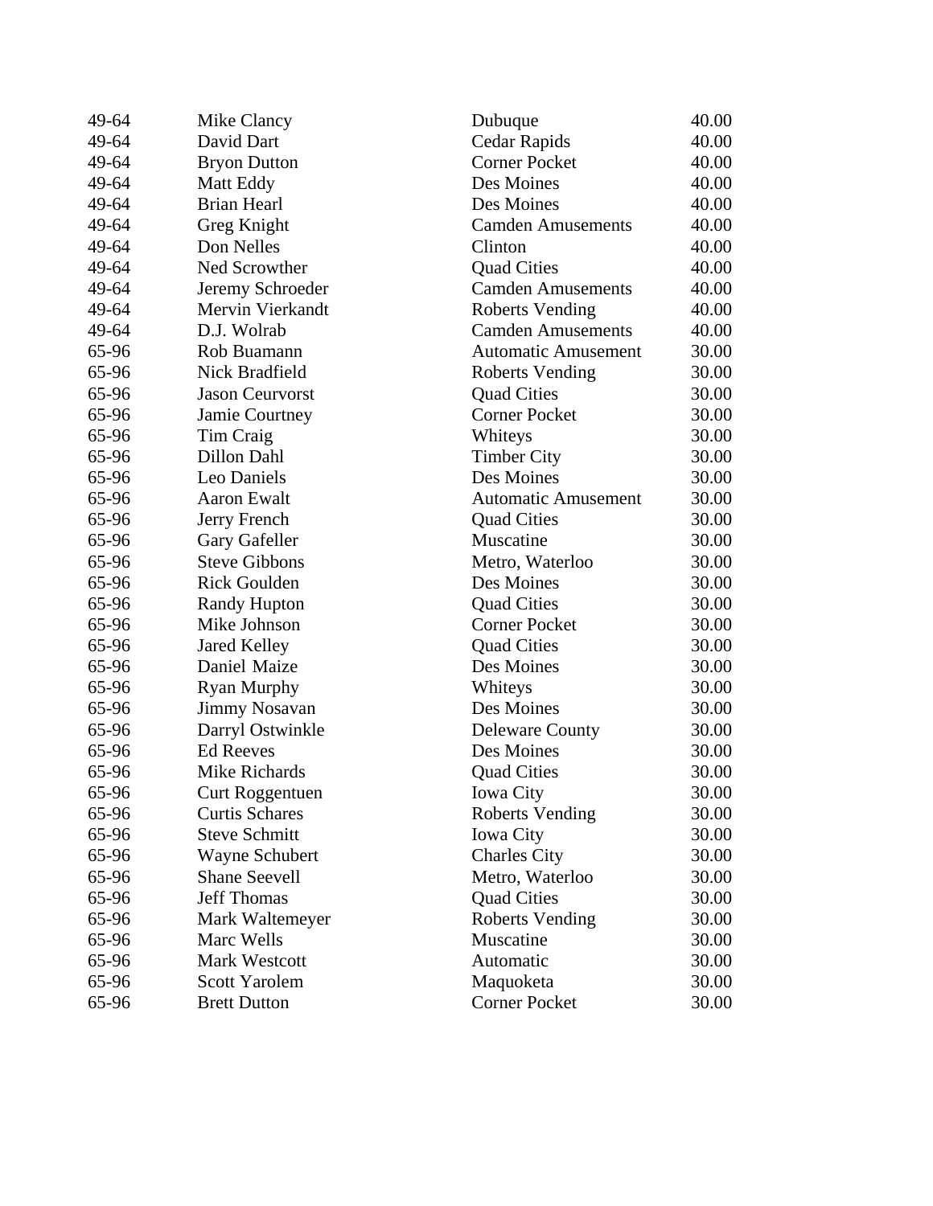| | | | |
|---|---|---|---|
| 49-64 | Mike Clancy | Dubuque | 40.00 |
| 49-64 | David Dart | Cedar Rapids | 40.00 |
| 49-64 | Bryon Dutton | Corner Pocket | 40.00 |
| 49-64 | Matt Eddy | Des Moines | 40.00 |
| 49-64 | Brian Hearl | Des Moines | 40.00 |
| 49-64 | Greg Knight | Camden Amusements | 40.00 |
| 49-64 | Don Nelles | Clinton | 40.00 |
| 49-64 | Ned Scrowther | Quad Cities | 40.00 |
| 49-64 | Jeremy Schroeder | Camden Amusements | 40.00 |
| 49-64 | Mervin Vierkandt | Roberts Vending | 40.00 |
| 49-64 | D.J. Wolrab | Camden Amusements | 40.00 |
| 65-96 | Rob Buamann | Automatic Amusement | 30.00 |
| 65-96 | Nick Bradfield | Roberts Vending | 30.00 |
| 65-96 | Jason Ceurvorst | Quad Cities | 30.00 |
| 65-96 | Jamie Courtney | Corner Pocket | 30.00 |
| 65-96 | Tim Craig | Whiteys | 30.00 |
| 65-96 | Dillon Dahl | Timber City | 30.00 |
| 65-96 | Leo Daniels | Des Moines | 30.00 |
| 65-96 | Aaron Ewalt | Automatic Amusement | 30.00 |
| 65-96 | Jerry French | Quad Cities | 30.00 |
| 65-96 | Gary Gafeller | Muscatine | 30.00 |
| 65-96 | Steve Gibbons | Metro, Waterloo | 30.00 |
| 65-96 | Rick Goulden | Des Moines | 30.00 |
| 65-96 | Randy Hupton | Quad Cities | 30.00 |
| 65-96 | Mike Johnson | Corner Pocket | 30.00 |
| 65-96 | Jared Kelley | Quad Cities | 30.00 |
| 65-96 | Daniel Maize | Des Moines | 30.00 |
| 65-96 | Ryan Murphy | Whiteys | 30.00 |
| 65-96 | Jimmy Nosavan | Des Moines | 30.00 |
| 65-96 | Darryl Ostwinkle | Deleware County | 30.00 |
| 65-96 | Ed Reeves | Des Moines | 30.00 |
| 65-96 | Mike Richards | Quad Cities | 30.00 |
| 65-96 | Curt Roggentuen | Iowa City | 30.00 |
| 65-96 | Curtis Schares | Roberts Vending | 30.00 |
| 65-96 | Steve Schmitt | Iowa City | 30.00 |
| 65-96 | Wayne Schubert | Charles City | 30.00 |
| 65-96 | Shane Seevell | Metro, Waterloo | 30.00 |
| 65-96 | Jeff Thomas | Quad Cities | 30.00 |
| 65-96 | Mark Waltemeyer | Roberts Vending | 30.00 |
| 65-96 | Marc Wells | Muscatine | 30.00 |
| 65-96 | Mark Westcott | Automatic | 30.00 |
| 65-96 | Scott Yarolem | Maquoketa | 30.00 |
| 65-96 | Brett Dutton | Corner Pocket | 30.00 |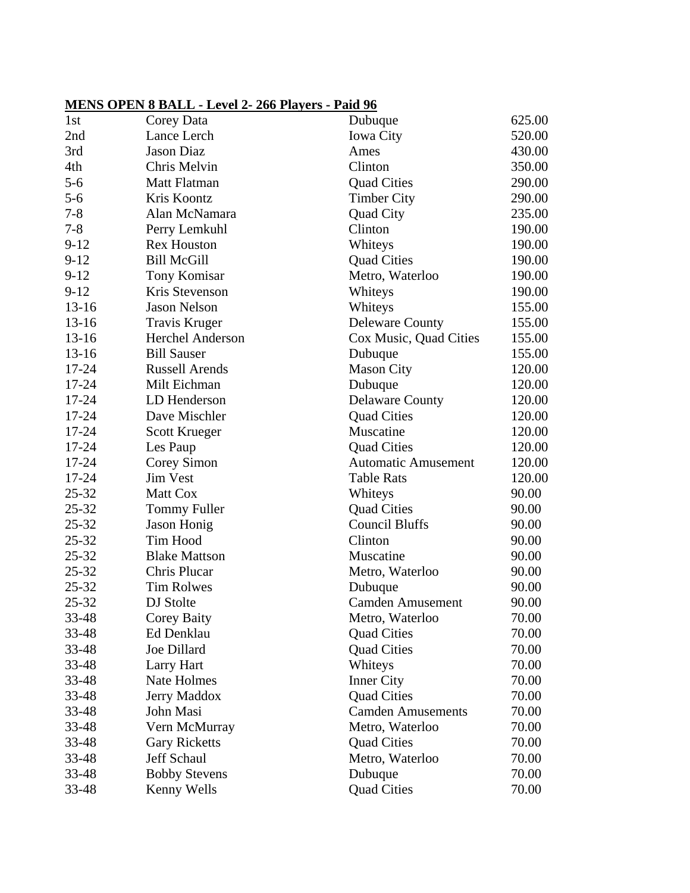**MENS OPEN 8 BALL - Level 2- 266 Players - Paid 96**

| | | | |
|---|---|---|---|
| 1st | Corey Data | Dubuque | 625.00 |
| 2nd | Lance Lerch | Iowa City | 520.00 |
| 3rd | Jason Diaz | Ames | 430.00 |
| 4th | Chris Melvin | Clinton | 350.00 |
| 5-6 | Matt Flatman | Quad Cities | 290.00 |
| 5-6 | Kris Koontz | Timber City | 290.00 |
| 7-8 | Alan McNamara | Quad City | 235.00 |
| 7-8 | Perry Lemkuhl | Clinton | 190.00 |
| 9-12 | Rex Houston | Whiteys | 190.00 |
| 9-12 | Bill McGill | Quad Cities | 190.00 |
| 9-12 | Tony Komisar | Metro, Waterloo | 190.00 |
| 9-12 | Kris Stevenson | Whiteys | 190.00 |
| 13-16 | Jason Nelson | Whiteys | 155.00 |
| 13-16 | Travis Kruger | Deleware County | 155.00 |
| 13-16 | Herchel Anderson | Cox Music, Quad Cities | 155.00 |
| 13-16 | Bill Sauser | Dubuque | 155.00 |
| 17-24 | Russell Arends | Mason City | 120.00 |
| 17-24 | Milt Eichman | Dubuque | 120.00 |
| 17-24 | LD Henderson | Delaware County | 120.00 |
| 17-24 | Dave Mischler | Quad Cities | 120.00 |
| 17-24 | Scott Krueger | Muscatine | 120.00 |
| 17-24 | Les Paup | Quad Cities | 120.00 |
| 17-24 | Corey Simon | Automatic Amusement | 120.00 |
| 17-24 | Jim Vest | Table Rats | 120.00 |
| 25-32 | Matt Cox | Whiteys | 90.00 |
| 25-32 | Tommy Fuller | Quad Cities | 90.00 |
| 25-32 | Jason Honig | Council Bluffs | 90.00 |
| 25-32 | Tim Hood | Clinton | 90.00 |
| 25-32 | Blake Mattson | Muscatine | 90.00 |
| 25-32 | Chris Plucar | Metro, Waterloo | 90.00 |
| 25-32 | Tim Rolwes | Dubuque | 90.00 |
| 25-32 | DJ Stolte | Camden Amusement | 90.00 |
| 33-48 | Corey Baity | Metro, Waterloo | 70.00 |
| 33-48 | Ed Denklau | Quad Cities | 70.00 |
| 33-48 | Joe Dillard | Quad Cities | 70.00 |
| 33-48 | Larry Hart | Whiteys | 70.00 |
| 33-48 | Nate Holmes | Inner City | 70.00 |
| 33-48 | Jerry Maddox | Quad Cities | 70.00 |
| 33-48 | John Masi | Camden Amusements | 70.00 |
| 33-48 | Vern McMurray | Metro, Waterloo | 70.00 |
| 33-48 | Gary Ricketts | Quad Cities | 70.00 |
| 33-48 | Jeff Schaul | Metro, Waterloo | 70.00 |
| 33-48 | Bobby Stevens | Dubuque | 70.00 |
| 33-48 | Kenny Wells | Quad Cities | 70.00 |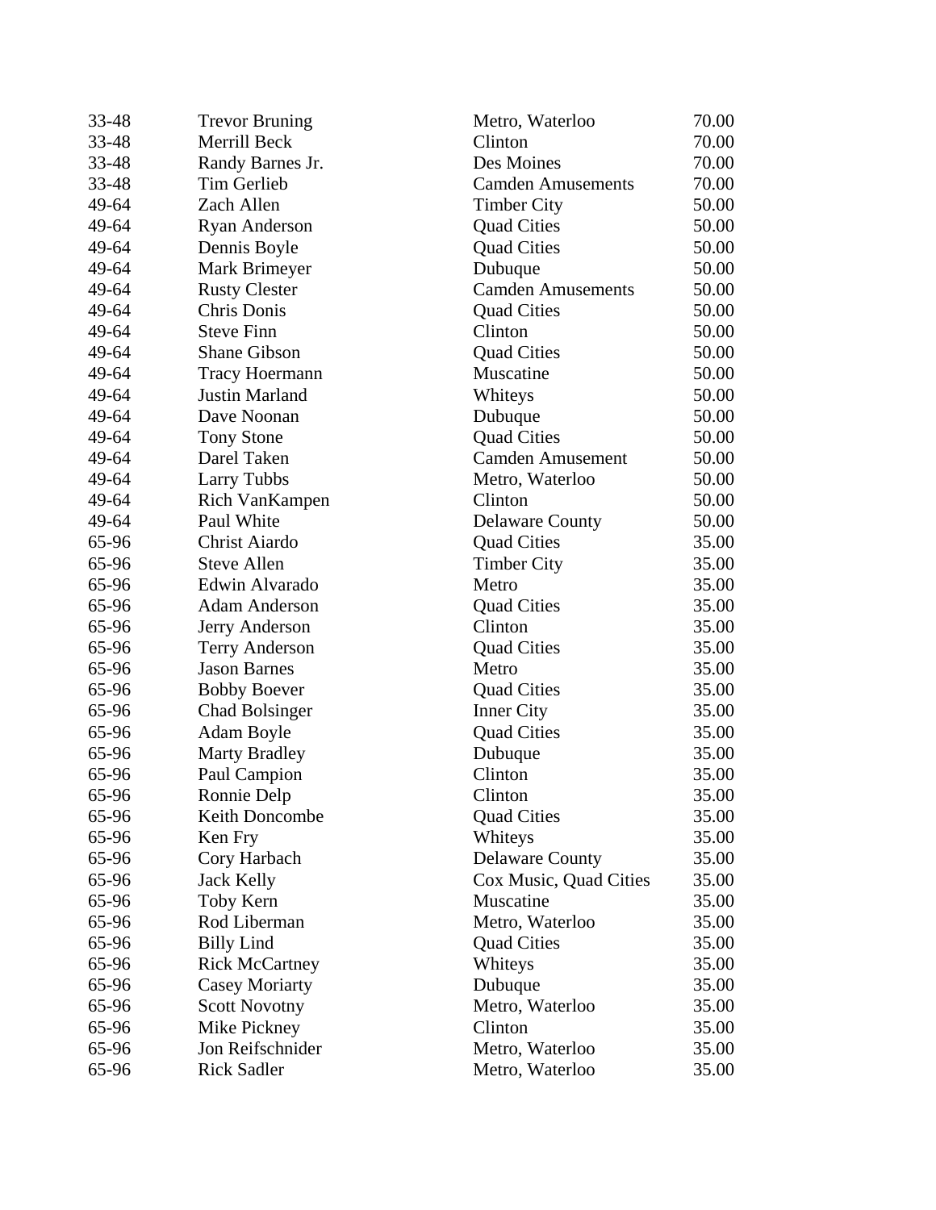| | | | |
|---|---|---|---|
| 33-48 | Trevor Bruning | Metro, Waterloo | 70.00 |
| 33-48 | Merrill Beck | Clinton | 70.00 |
| 33-48 | Randy Barnes Jr. | Des Moines | 70.00 |
| 33-48 | Tim Gerlieb | Camden Amusements | 70.00 |
| 49-64 | Zach Allen | Timber City | 50.00 |
| 49-64 | Ryan Anderson | Quad Cities | 50.00 |
| 49-64 | Dennis Boyle | Quad Cities | 50.00 |
| 49-64 | Mark Brimeyer | Dubuque | 50.00 |
| 49-64 | Rusty Clester | Camden Amusements | 50.00 |
| 49-64 | Chris Donis | Quad Cities | 50.00 |
| 49-64 | Steve Finn | Clinton | 50.00 |
| 49-64 | Shane Gibson | Quad Cities | 50.00 |
| 49-64 | Tracy Hoermann | Muscatine | 50.00 |
| 49-64 | Justin Marland | Whiteys | 50.00 |
| 49-64 | Dave Noonan | Dubuque | 50.00 |
| 49-64 | Tony Stone | Quad Cities | 50.00 |
| 49-64 | Darel Taken | Camden Amusement | 50.00 |
| 49-64 | Larry Tubbs | Metro, Waterloo | 50.00 |
| 49-64 | Rich VanKampen | Clinton | 50.00 |
| 49-64 | Paul White | Delaware County | 50.00 |
| 65-96 | Christ Aiardo | Quad Cities | 35.00 |
| 65-96 | Steve Allen | Timber City | 35.00 |
| 65-96 | Edwin Alvarado | Metro | 35.00 |
| 65-96 | Adam Anderson | Quad Cities | 35.00 |
| 65-96 | Jerry Anderson | Clinton | 35.00 |
| 65-96 | Terry Anderson | Quad Cities | 35.00 |
| 65-96 | Jason Barnes | Metro | 35.00 |
| 65-96 | Bobby Boever | Quad Cities | 35.00 |
| 65-96 | Chad Bolsinger | Inner City | 35.00 |
| 65-96 | Adam Boyle | Quad Cities | 35.00 |
| 65-96 | Marty Bradley | Dubuque | 35.00 |
| 65-96 | Paul Campion | Clinton | 35.00 |
| 65-96 | Ronnie Delp | Clinton | 35.00 |
| 65-96 | Keith Doncombe | Quad Cities | 35.00 |
| 65-96 | Ken Fry | Whiteys | 35.00 |
| 65-96 | Cory Harbach | Delaware County | 35.00 |
| 65-96 | Jack Kelly | Cox Music, Quad Cities | 35.00 |
| 65-96 | Toby Kern | Muscatine | 35.00 |
| 65-96 | Rod Liberman | Metro, Waterloo | 35.00 |
| 65-96 | Billy Lind | Quad Cities | 35.00 |
| 65-96 | Rick McCartney | Whiteys | 35.00 |
| 65-96 | Casey Moriarty | Dubuque | 35.00 |
| 65-96 | Scott Novotny | Metro, Waterloo | 35.00 |
| 65-96 | Mike Pickney | Clinton | 35.00 |
| 65-96 | Jon Reifschnider | Metro, Waterloo | 35.00 |
| 65-96 | Rick Sadler | Metro, Waterloo | 35.00 |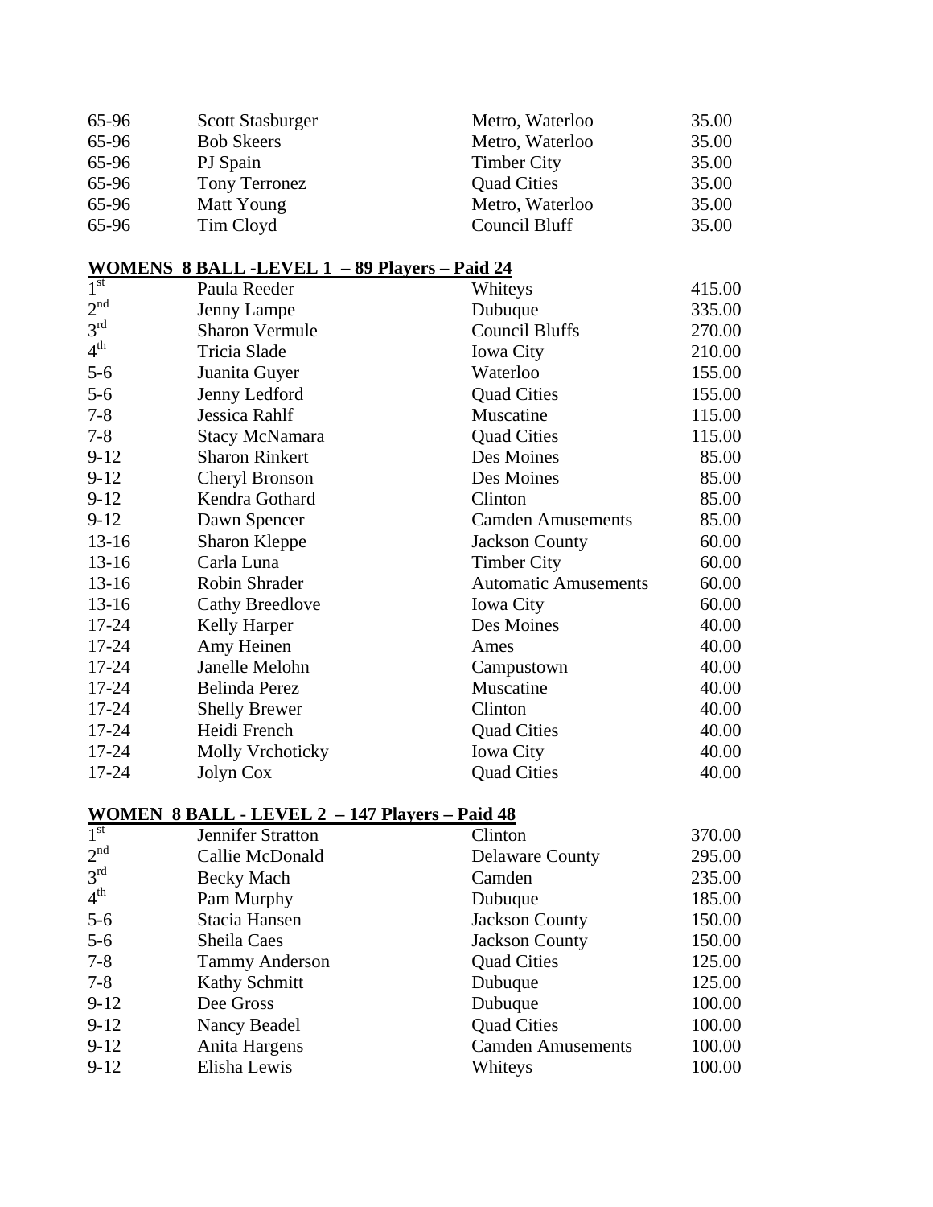| | | | |
|---|---|---|---|
| 65-96 | Scott Stasburger | Metro, Waterloo | 35.00 |
| 65-96 | Bob Skeers | Metro, Waterloo | 35.00 |
| 65-96 | PJ Spain | Timber City | 35.00 |
| 65-96 | Tony Terronez | Quad Cities | 35.00 |
| 65-96 | Matt Young | Metro, Waterloo | 35.00 |
| 65-96 | Tim Cloyd | Council Bluff | 35.00 |

**WOMENS 8 BALL -LEVEL 1 – 89 Players – Paid 24**

| | | | |
|---|---|---|---|
| 1st | Paula Reeder | Whiteys | 415.00 |
| 2nd | Jenny Lampe | Dubuque | 335.00 |
| 3rd | Sharon Vermule | Council Bluffs | 270.00 |
| 4th | Tricia Slade | Iowa City | 210.00 |
| 5-6 | Juanita Guyer | Waterloo | 155.00 |
| 5-6 | Jenny Ledford | Quad Cities | 155.00 |
| 7-8 | Jessica Rahlf | Muscatine | 115.00 |
| 7-8 | Stacy McNamara | Quad Cities | 115.00 |
| 9-12 | Sharon Rinkert | Des Moines | 85.00 |
| 9-12 | Cheryl Bronson | Des Moines | 85.00 |
| 9-12 | Kendra Gothard | Clinton | 85.00 |
| 9-12 | Dawn Spencer | Camden Amusements | 85.00 |
| 13-16 | Sharon Kleppe | Jackson County | 60.00 |
| 13-16 | Carla Luna | Timber City | 60.00 |
| 13-16 | Robin Shrader | Automatic Amusements | 60.00 |
| 13-16 | Cathy Breedlove | Iowa City | 60.00 |
| 17-24 | Kelly Harper | Des Moines | 40.00 |
| 17-24 | Amy Heinen | Ames | 40.00 |
| 17-24 | Janelle Melohn | Campustown | 40.00 |
| 17-24 | Belinda Perez | Muscatine | 40.00 |
| 17-24 | Shelly Brewer | Clinton | 40.00 |
| 17-24 | Heidi French | Quad Cities | 40.00 |
| 17-24 | Molly Vrchoticky | Iowa City | 40.00 |
| 17-24 | Jolyn Cox | Quad Cities | 40.00 |

**WOMEN 8 BALL - LEVEL 2 – 147 Players – Paid 48**

| | | | |
|---|---|---|---|
| 1st | Jennifer Stratton | Clinton | 370.00 |
| 2nd | Callie McDonald | Delaware County | 295.00 |
| 3rd | Becky Mach | Camden | 235.00 |
| 4th | Pam Murphy | Dubuque | 185.00 |
| 5-6 | Stacia Hansen | Jackson County | 150.00 |
| 5-6 | Sheila Caes | Jackson County | 150.00 |
| 7-8 | Tammy Anderson | Quad Cities | 125.00 |
| 7-8 | Kathy Schmitt | Dubuque | 125.00 |
| 9-12 | Dee Gross | Dubuque | 100.00 |
| 9-12 | Nancy Beadel | Quad Cities | 100.00 |
| 9-12 | Anita Hargens | Camden Amusements | 100.00 |
| 9-12 | Elisha Lewis | Whiteys | 100.00 |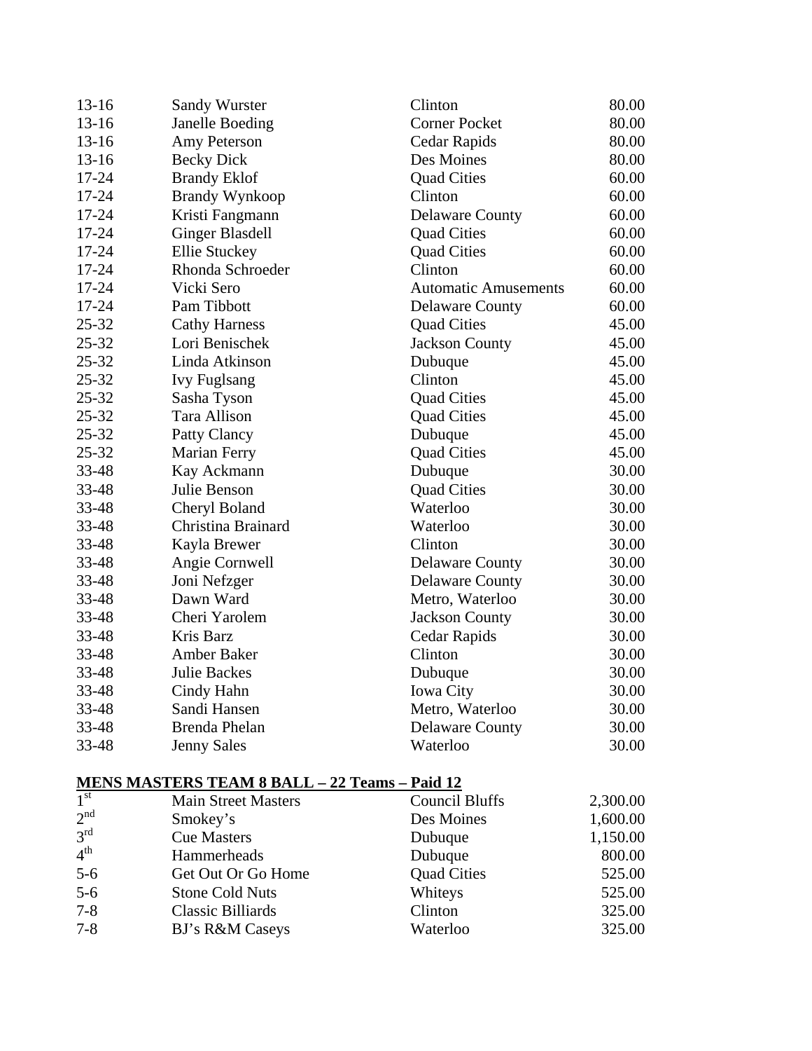| | | | |
|---|---|---|---|
| 13-16 | Sandy Wurster | Clinton | 80.00 |
| 13-16 | Janelle Boeding | Corner Pocket | 80.00 |
| 13-16 | Amy Peterson | Cedar Rapids | 80.00 |
| 13-16 | Becky Dick | Des Moines | 80.00 |
| 17-24 | Brandy Eklof | Quad Cities | 60.00 |
| 17-24 | Brandy Wynkoop | Clinton | 60.00 |
| 17-24 | Kristi Fangmann | Delaware County | 60.00 |
| 17-24 | Ginger Blasdell | Quad Cities | 60.00 |
| 17-24 | Ellie Stuckey | Quad Cities | 60.00 |
| 17-24 | Rhonda Schroeder | Clinton | 60.00 |
| 17-24 | Vicki Sero | Automatic Amusements | 60.00 |
| 17-24 | Pam Tibbott | Delaware County | 60.00 |
| 25-32 | Cathy Harness | Quad Cities | 45.00 |
| 25-32 | Lori Benischek | Jackson County | 45.00 |
| 25-32 | Linda Atkinson | Dubuque | 45.00 |
| 25-32 | Ivy Fuglsang | Clinton | 45.00 |
| 25-32 | Sasha Tyson | Quad Cities | 45.00 |
| 25-32 | Tara Allison | Quad Cities | 45.00 |
| 25-32 | Patty Clancy | Dubuque | 45.00 |
| 25-32 | Marian Ferry | Quad Cities | 45.00 |
| 33-48 | Kay Ackmann | Dubuque | 30.00 |
| 33-48 | Julie Benson | Quad Cities | 30.00 |
| 33-48 | Cheryl Boland | Waterloo | 30.00 |
| 33-48 | Christina Brainard | Waterloo | 30.00 |
| 33-48 | Kayla Brewer | Clinton | 30.00 |
| 33-48 | Angie Cornwell | Delaware County | 30.00 |
| 33-48 | Joni Nefzger | Delaware County | 30.00 |
| 33-48 | Dawn Ward | Metro, Waterloo | 30.00 |
| 33-48 | Cheri Yarolem | Jackson County | 30.00 |
| 33-48 | Kris Barz | Cedar Rapids | 30.00 |
| 33-48 | Amber Baker | Clinton | 30.00 |
| 33-48 | Julie Backes | Dubuque | 30.00 |
| 33-48 | Cindy Hahn | Iowa City | 30.00 |
| 33-48 | Sandi Hansen | Metro, Waterloo | 30.00 |
| 33-48 | Brenda Phelan | Delaware County | 30.00 |
| 33-48 | Jenny Sales | Waterloo | 30.00 |

**MENS MASTERS TEAM 8 BALL – 22 Teams – Paid 12**

| | | | |
|---|---|---|---|
| 1st | Main Street Masters | Council Bluffs | 2,300.00 |
| 2nd | Smokey's | Des Moines | 1,600.00 |
| 3rd | Cue Masters | Dubuque | 1,150.00 |
| 4th | Hammerheads | Dubuque | 800.00 |
| 5-6 | Get Out Or Go Home | Quad Cities | 525.00 |
| 5-6 | Stone Cold Nuts | Whiteys | 525.00 |
| 7-8 | Classic Billiards | Clinton | 325.00 |
| 7-8 | BJ's R&M Caseys | Waterloo | 325.00 |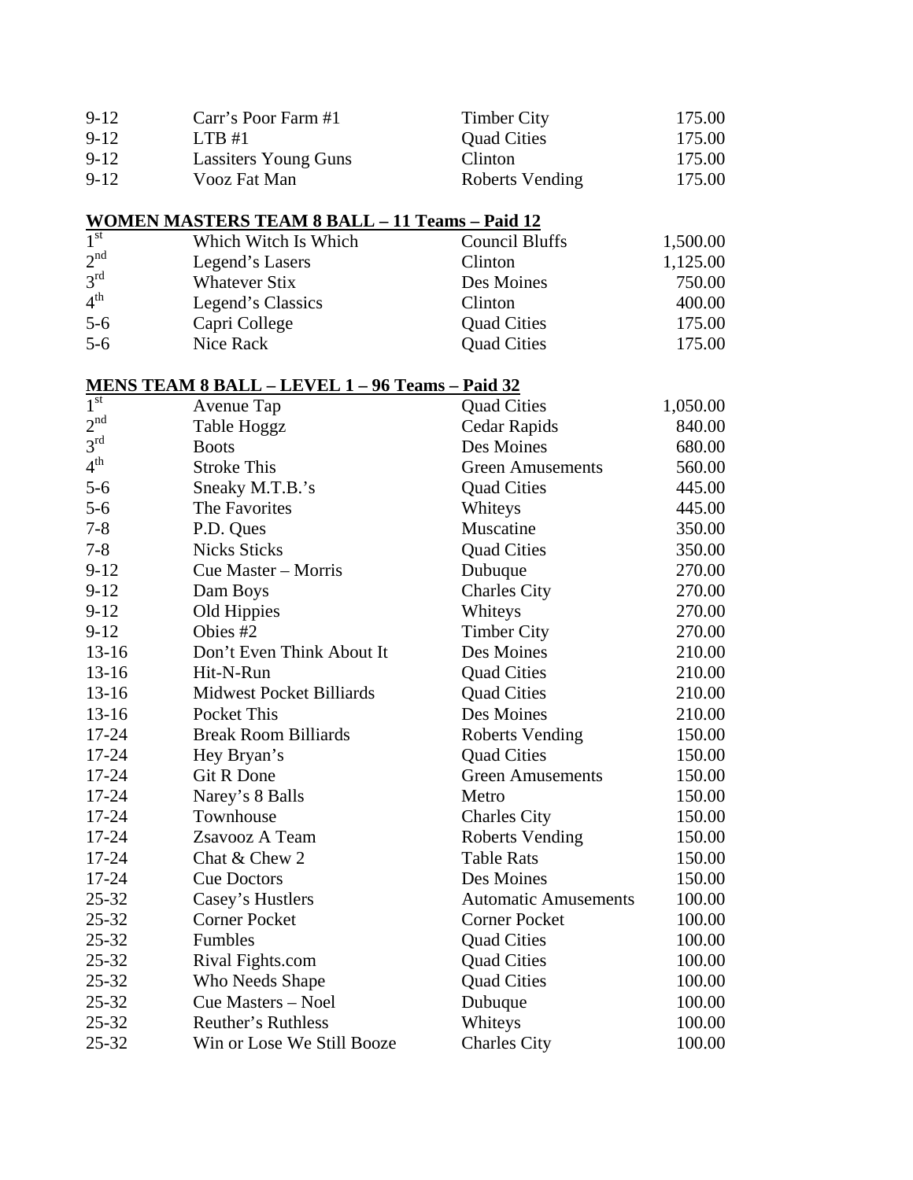| | | | |
|---|---|---|---|
| 9-12 | Carr's Poor Farm #1 | Timber City | 175.00 |
| 9-12 | LTB #1 | Quad Cities | 175.00 |
| 9-12 | Lassiters Young Guns | Clinton | 175.00 |
| 9-12 | Vooz Fat Man | Roberts Vending | 175.00 |

**WOMEN MASTERS TEAM 8 BALL – 11 Teams – Paid 12**

| | | | |
|---|---|---|---|
| 1st | Which Witch Is Which | Council Bluffs | 1,500.00 |
| 2nd | Legend's Lasers | Clinton | 1,125.00 |
| 3rd | Whatever Stix | Des Moines | 750.00 |
| 4th | Legend's Classics | Clinton | 400.00 |
| 5-6 | Capri College | Quad Cities | 175.00 |
| 5-6 | Nice Rack | Quad Cities | 175.00 |

**MENS TEAM 8 BALL – LEVEL 1 – 96 Teams – Paid 32**

| | | | |
|---|---|---|---|
| 1st | Avenue Tap | Quad Cities | 1,050.00 |
| 2nd | Table Hoggz | Cedar Rapids | 840.00 |
| 3rd | Boots | Des Moines | 680.00 |
| 4th | Stroke This | Green Amusements | 560.00 |
| 5-6 | Sneaky M.T.B.'s | Quad Cities | 445.00 |
| 5-6 | The Favorites | Whiteys | 445.00 |
| 7-8 | P.D. Ques | Muscatine | 350.00 |
| 7-8 | Nicks Sticks | Quad Cities | 350.00 |
| 9-12 | Cue Master – Morris | Dubuque | 270.00 |
| 9-12 | Dam Boys | Charles City | 270.00 |
| 9-12 | Old Hippies | Whiteys | 270.00 |
| 9-12 | Obies #2 | Timber City | 270.00 |
| 13-16 | Don't Even Think About It | Des Moines | 210.00 |
| 13-16 | Hit-N-Run | Quad Cities | 210.00 |
| 13-16 | Midwest Pocket Billiards | Quad Cities | 210.00 |
| 13-16 | Pocket This | Des Moines | 210.00 |
| 17-24 | Break Room Billiards | Roberts Vending | 150.00 |
| 17-24 | Hey Bryan's | Quad Cities | 150.00 |
| 17-24 | Git R Done | Green Amusements | 150.00 |
| 17-24 | Narey's 8 Balls | Metro | 150.00 |
| 17-24 | Townhouse | Charles City | 150.00 |
| 17-24 | Zsavooz A Team | Roberts Vending | 150.00 |
| 17-24 | Chat & Chew 2 | Table Rats | 150.00 |
| 17-24 | Cue Doctors | Des Moines | 150.00 |
| 25-32 | Casey's Hustlers | Automatic Amusements | 100.00 |
| 25-32 | Corner Pocket | Corner Pocket | 100.00 |
| 25-32 | Fumbles | Quad Cities | 100.00 |
| 25-32 | Rival Fights.com | Quad Cities | 100.00 |
| 25-32 | Who Needs Shape | Quad Cities | 100.00 |
| 25-32 | Cue Masters – Noel | Dubuque | 100.00 |
| 25-32 | Reuther's Ruthless | Whiteys | 100.00 |
| 25-32 | Win or Lose We Still Booze | Charles City | 100.00 |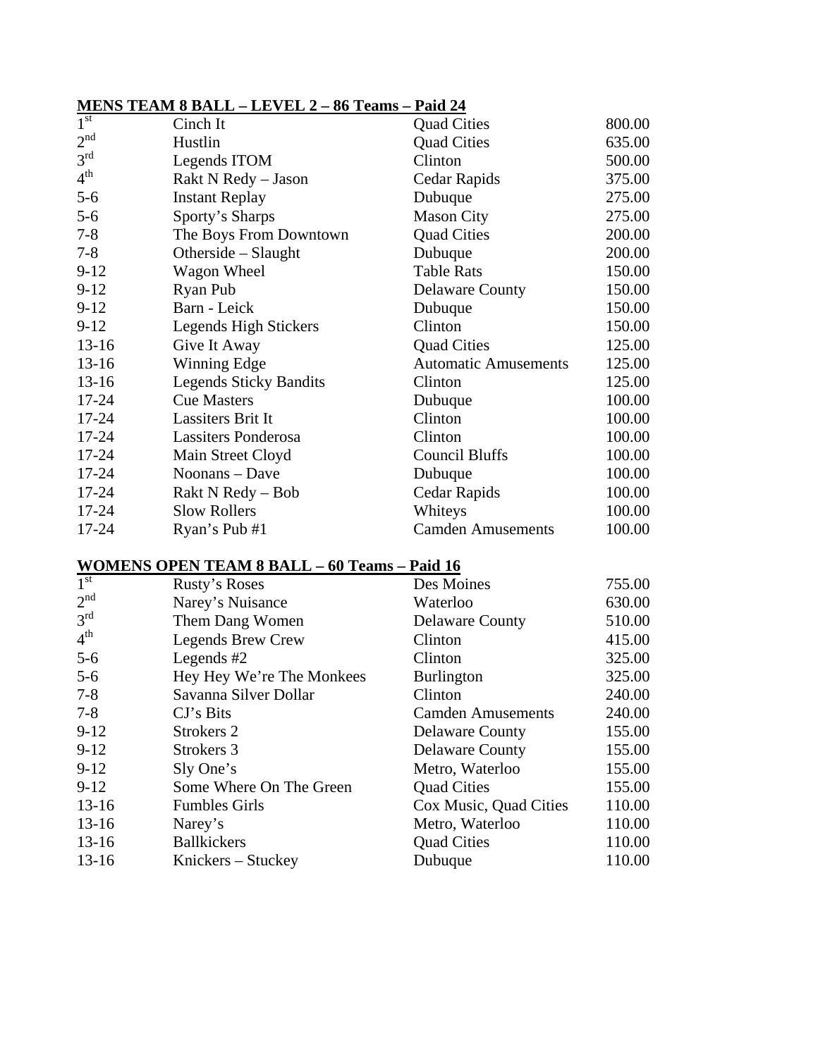**MENS TEAM 8 BALL – LEVEL 2 – 86 Teams – Paid 24**

| | | | |
|---|---|---|---|
| 1st | Cinch It | Quad Cities | 800.00 |
| 2nd | Hustlin | Quad Cities | 635.00 |
| 3rd | Legends ITOM | Clinton | 500.00 |
| 4th | Rakt N Redy – Jason | Cedar Rapids | 375.00 |
| 5-6 | Instant Replay | Dubuque | 275.00 |
| 5-6 | Sporty's Sharps | Mason City | 275.00 |
| 7-8 | The Boys From Downtown | Quad Cities | 200.00 |
| 7-8 | Otherside – Slaught | Dubuque | 200.00 |
| 9-12 | Wagon Wheel | Table Rats | 150.00 |
| 9-12 | Ryan Pub | Delaware County | 150.00 |
| 9-12 | Barn - Leick | Dubuque | 150.00 |
| 9-12 | Legends High Stickers | Clinton | 150.00 |
| 13-16 | Give It Away | Quad Cities | 125.00 |
| 13-16 | Winning Edge | Automatic Amusements | 125.00 |
| 13-16 | Legends Sticky Bandits | Clinton | 125.00 |
| 17-24 | Cue Masters | Dubuque | 100.00 |
| 17-24 | Lassiters Brit It | Clinton | 100.00 |
| 17-24 | Lassiters Ponderosa | Clinton | 100.00 |
| 17-24 | Main Street Cloyd | Council Bluffs | 100.00 |
| 17-24 | Noonans – Dave | Dubuque | 100.00 |
| 17-24 | Rakt N Redy – Bob | Cedar Rapids | 100.00 |
| 17-24 | Slow Rollers | Whiteys | 100.00 |
| 17-24 | Ryan's Pub #1 | Camden Amusements | 100.00 |

**WOMENS OPEN TEAM 8 BALL – 60 Teams – Paid 16**

| | | | |
|---|---|---|---|
| 1st | Rusty's Roses | Des Moines | 755.00 |
| 2nd | Narey's Nuisance | Waterloo | 630.00 |
| 3rd | Them Dang Women | Delaware County | 510.00 |
| 4th | Legends Brew Crew | Clinton | 415.00 |
| 5-6 | Legends #2 | Clinton | 325.00 |
| 5-6 | Hey Hey We're The Monkees | Burlington | 325.00 |
| 7-8 | Savanna Silver Dollar | Clinton | 240.00 |
| 7-8 | CJ's Bits | Camden Amusements | 240.00 |
| 9-12 | Strokers 2 | Delaware County | 155.00 |
| 9-12 | Strokers 3 | Delaware County | 155.00 |
| 9-12 | Sly One's | Metro, Waterloo | 155.00 |
| 9-12 | Some Where On The Green | Quad Cities | 155.00 |
| 13-16 | Fumbles Girls | Cox Music, Quad Cities | 110.00 |
| 13-16 | Narey's | Metro, Waterloo | 110.00 |
| 13-16 | Ballkickers | Quad Cities | 110.00 |
| 13-16 | Knickers – Stuckey | Dubuque | 110.00 |